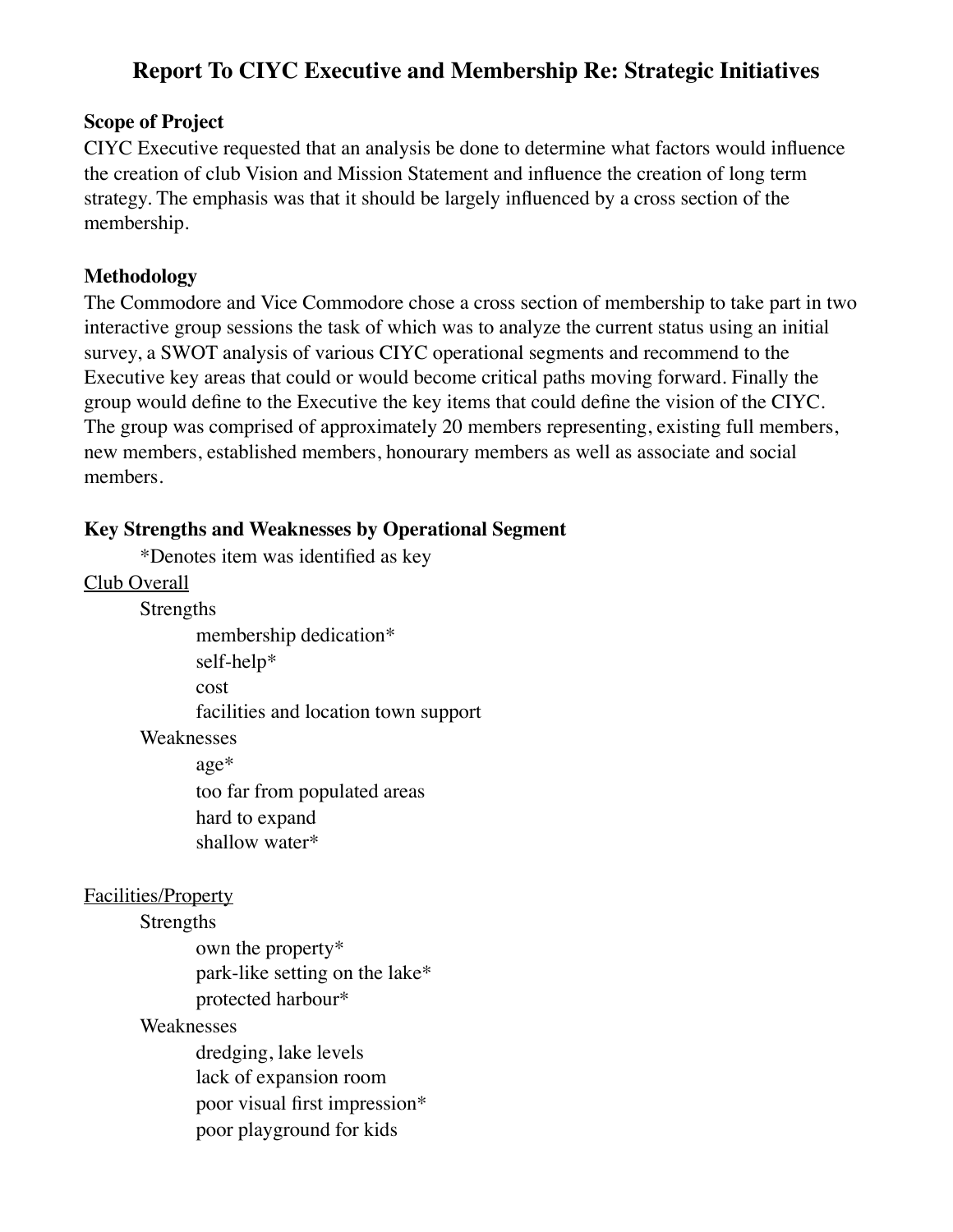# Report To CIYC Executive and Membership Re: Strategic Initiatives

**Scope of Project**

CIYC Executive requested that an analysis be done to determine what factors would influence the creation of club Vision and Mission Statement and influence the creation of long term strategy. The emphasis was that it should be largely influenced by a cross section of the membership.

**Methodology**

The Commodore and Vice Commodore chose a cross section of membership to take part in two interactive group sessions the task of which was to analyze the current status using an initial survey, a SWOT analysis of various CIYC operational segments and recommend to the Executive key areas that could or would become critical paths moving forward. Finally the group would define to the Executive the key items that could define the vision of the CIYC. The group was comprised of approximately 20 members representing, existing full members, new members, established members, honourary members as well as associate and social members.

**Key Strengths and Weaknesses by Operational Segment**

*Denotes item was identified as key

<u>Club Overall</u>

- Strengths
  - membership dedication*
  - self-help*
  - cost
  - facilities and location town support
- Weaknesses
  - age*
  - too far from populated areas
  - hard to expand
  - shallow water*

<u>Facilities/Property</u>

- Strengths
  - own the property*
  - park-like setting on the lake*
  - protected harbour*
- Weaknesses
  - dredging, lake levels
  - lack of expansion room
  - poor visual first impression*
  - poor playground for kids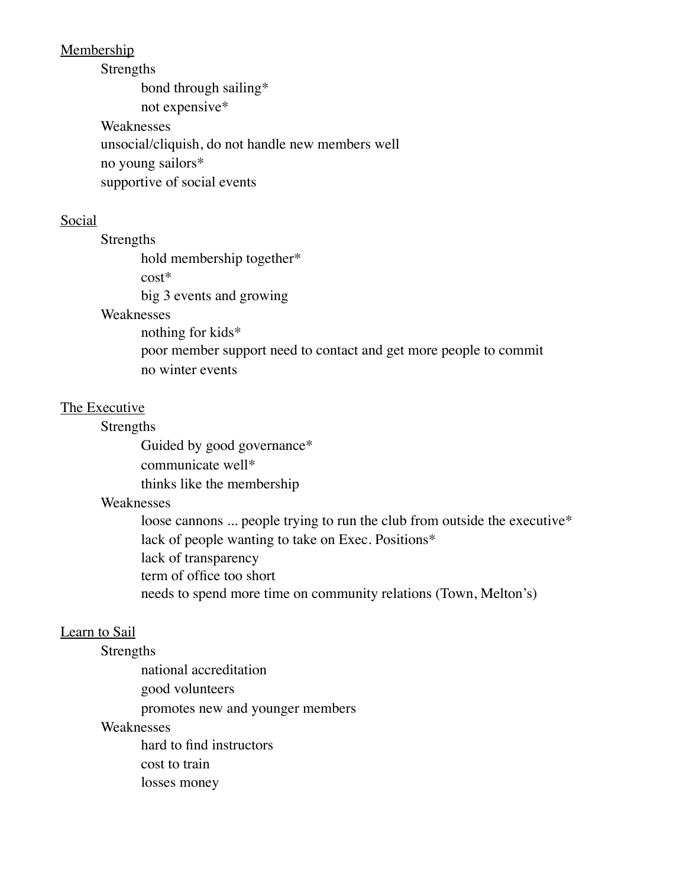<u>Membership</u>

- Strengths
  - bond through sailing*
  - not expensive*
- Weaknesses
- unsocial/cliquish, do not handle new members well
- no young sailors*
- supportive of social events

<u>Social</u>

- Strengths
  - hold membership together*
  - cost*
  - big 3 events and growing
- Weaknesses
  - nothing for kids*
  - poor member support need to contact and get more people to commit
  - no winter events

<u>The Executive</u>

- Strengths
  - Guided by good governance*
  - communicate well*
  - thinks like the membership
- Weaknesses
  - loose cannons ... people trying to run the club from outside the executive*
  - lack of people wanting to take on Exec. Positions*
  - lack of transparency
  - term of office too short
  - needs to spend more time on community relations (Town, Melton's)

<u>Learn to Sail</u>

- Strengths
  - national accreditation
  - good volunteers
  - promotes new and younger members
- Weaknesses
  - hard to find instructors
  - cost to train
  - losses money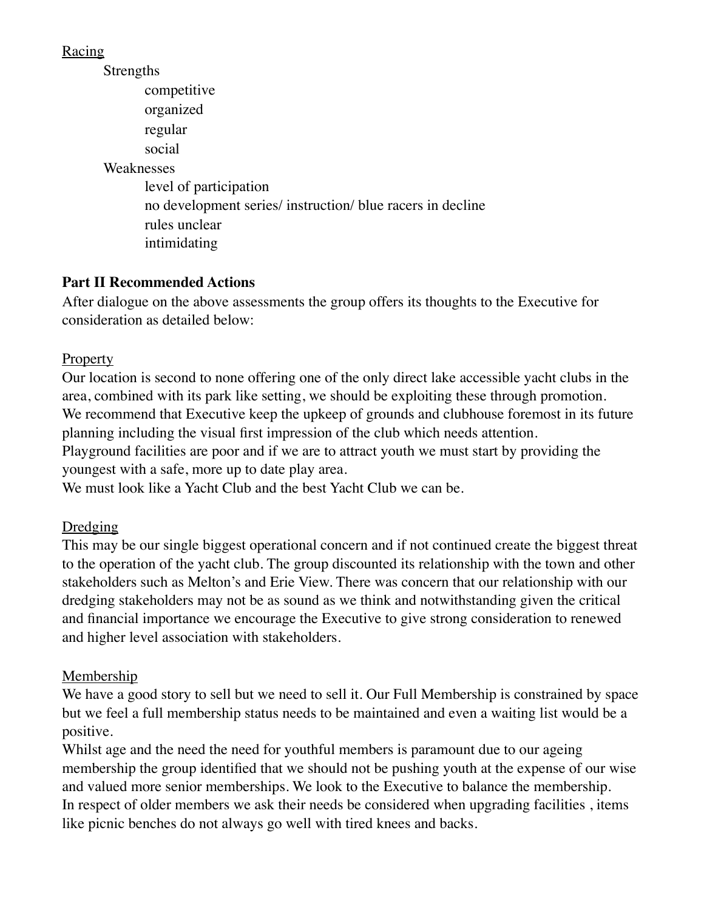Racing

- Strengths
  - competitive
  - organized
  - regular
  - social
- Weaknesses
  - level of participation
  - no development series/ instruction/ blue racers in decline
  - rules unclear
  - intimidating

**Part II Recommended Actions**

After dialogue on the above assessments the group offers its thoughts to the Executive for consideration as detailed below:

Property

Our location is second to none offering one of the only direct lake accessible yacht clubs in the area, combined with its park like setting, we should be exploiting these through promotion.
We recommend that Executive keep the upkeep of grounds and clubhouse foremost in its future planning including the visual first impression of the club which needs attention.
Playground facilities are poor and if we are to attract youth we must start by providing the youngest with a safe, more up to date play area.
We must look like a Yacht Club and the best Yacht Club we can be.

Dredging

This may be our single biggest operational concern and if not continued create the biggest threat to the operation of the yacht club. The group discounted its relationship with the town and other stakeholders such as Melton's and Erie View. There was concern that our relationship with our dredging stakeholders may not be as sound as we think and notwithstanding given the critical and financial importance we encourage the Executive to give strong consideration to renewed and higher level association with stakeholders.

Membership

We have a good story to sell but we need to sell it. Our Full Membership is constrained by space but we feel a full membership status needs to be maintained and even a waiting list would be a positive.
Whilst age and the need the need for youthful members is paramount due to our ageing membership the group identified that we should not be pushing youth at the expense of our wise and valued more senior memberships. We look to the Executive to balance the membership.
In respect of older members we ask their needs be considered when upgrading facilities , items like picnic benches do not always go well with tired knees and backs.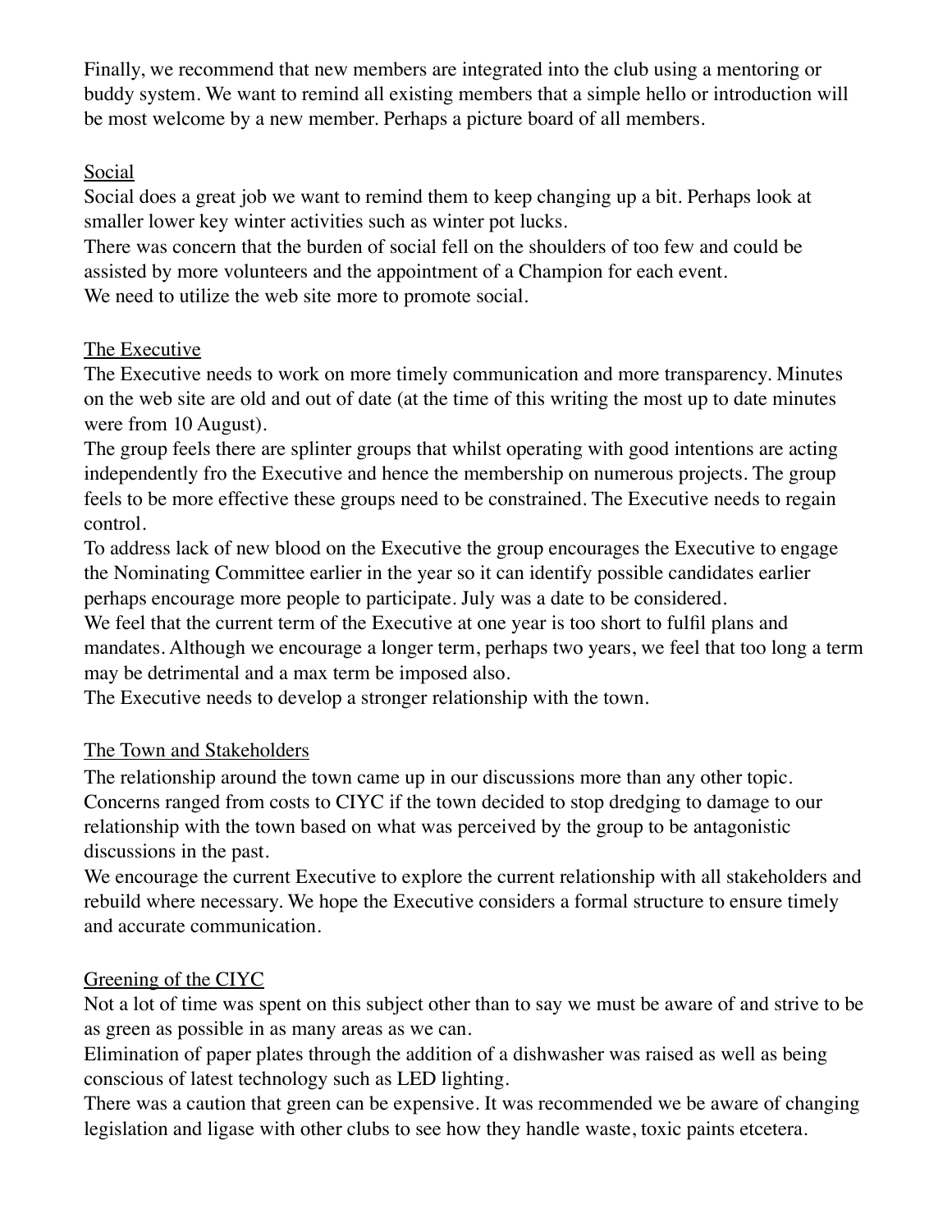Finally, we recommend that new members are integrated into the club using a mentoring or buddy system. We want to remind all existing members that a simple hello or introduction will be most welcome by a new member. Perhaps a picture board of all members.

## Social

Social does a great job we want to remind them to keep changing up a bit. Perhaps look at smaller lower key winter activities such as winter pot lucks.
There was concern that the burden of social fell on the shoulders of too few and could be assisted by more volunteers and the appointment of a Champion for each event.
We need to utilize the web site more to promote social.

## The Executive

The Executive needs to work on more timely communication and more transparency. Minutes on the web site are old and out of date (at the time of this writing the most up to date minutes were from 10 August).
The group feels there are splinter groups that whilst operating with good intentions are acting independently fro the Executive and hence the membership on numerous projects. The group feels to be more effective these groups need to be constrained. The Executive needs to regain control.
To address lack of new blood on the Executive the group encourages the Executive to engage the Nominating Committee earlier in the year so it can identify possible candidates earlier perhaps encourage more people to participate. July was a date to be considered.
We feel that the current term of the Executive at one year is too short to fulfil plans and mandates. Although we encourage a longer term, perhaps two years, we feel that too long a term may be detrimental and a max term be imposed also.
The Executive needs to develop a stronger relationship with the town.

## The Town and Stakeholders

The relationship around the town came up in our discussions more than any other topic. Concerns ranged from costs to CIYC if the town decided to stop dredging to damage to our relationship with the town based on what was perceived by the group to be antagonistic discussions in the past.
We encourage the current Executive to explore the current relationship with all stakeholders and rebuild where necessary. We hope the Executive considers a formal structure to ensure timely and accurate communication.

## Greening of the CIYC

Not a lot of time was spent on this subject other than to say we must be aware of and strive to be as green as possible in as many areas as we can.
Elimination of paper plates through the addition of a dishwasher was raised as well as being conscious of latest technology such as LED lighting.
There was a caution that green can be expensive. It was recommended we be aware of changing legislation and ligase with other clubs to see how they handle waste, toxic paints etcetera.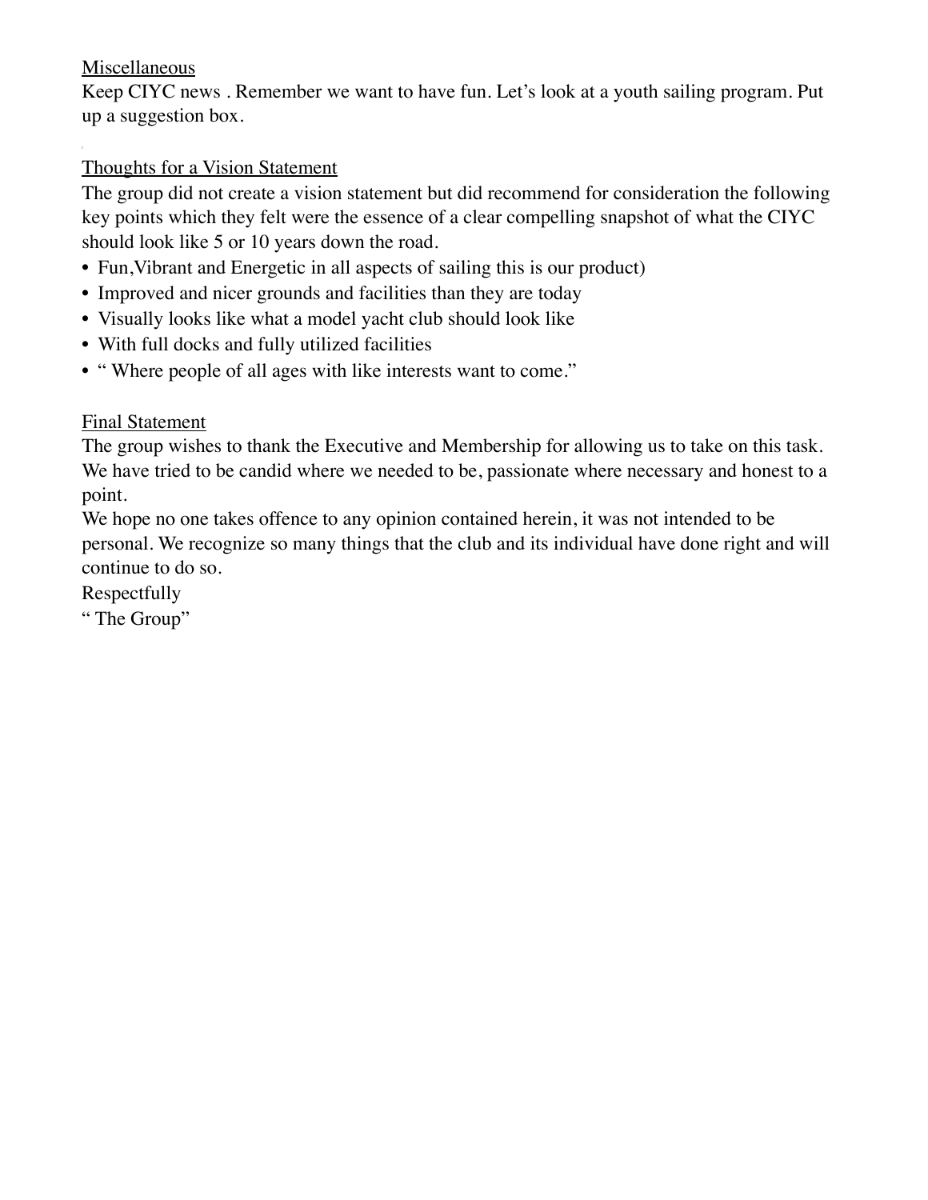Miscellaneous

Keep CIYC news . Remember we want to have fun. Let's look at a youth sailing program. Put up a suggestion box.

Thoughts for a Vision Statement

The group did not create a vision statement but did recommend for consideration the following key points which they felt were the essence of a clear compelling snapshot of what the CIYC should look like 5 or 10 years down the road.

- Fun,Vibrant and Energetic in all aspects of sailing this is our product)
- Improved and nicer grounds and facilities than they are today
- Visually looks like what a model yacht club should look like
- With full docks and fully utilized facilities
- " Where people of all ages with like interests want to come."

Final Statement

The group wishes to thank the Executive and Membership for allowing us to take on this task. We have tried to be candid where we needed to be, passionate where necessary and honest to a point.

We hope no one takes offence to any opinion contained herein, it was not intended to be personal. We recognize so many things that the club and its individual have done right and will continue to do so.

Respectfully

" The Group"